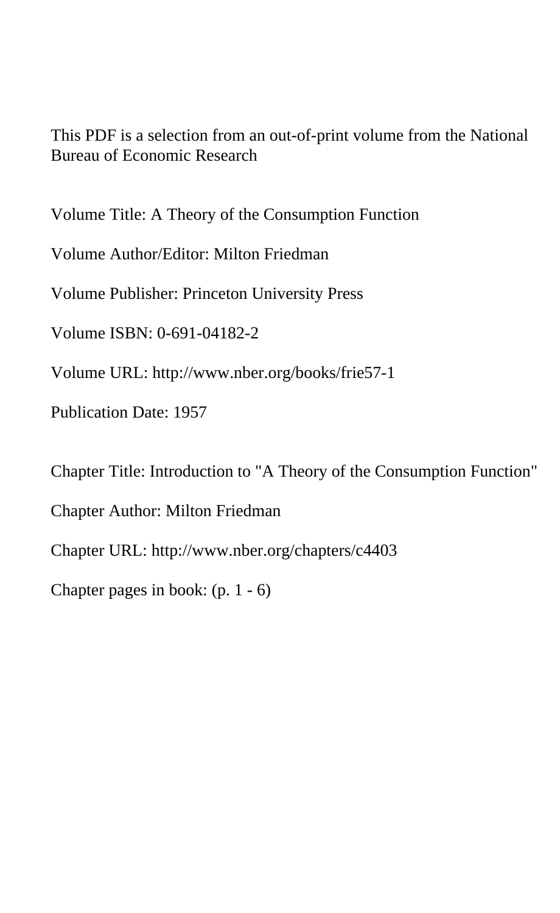This PDF is a selection from an out-of-print volume from the National Bureau of Economic Research

Volume Title: A Theory of the Consumption Function

Volume Author/Editor: Milton Friedman

Volume Publisher: Princeton University Press

Volume ISBN: 0-691-04182-2

Volume URL: http://www.nber.org/books/frie57-1

Publication Date: 1957

Chapter Title: Introduction to "A Theory of the Consumption Function"

Chapter Author: Milton Friedman

Chapter URL: http://www.nber.org/chapters/c4403

Chapter pages in book: (p. 1 - 6)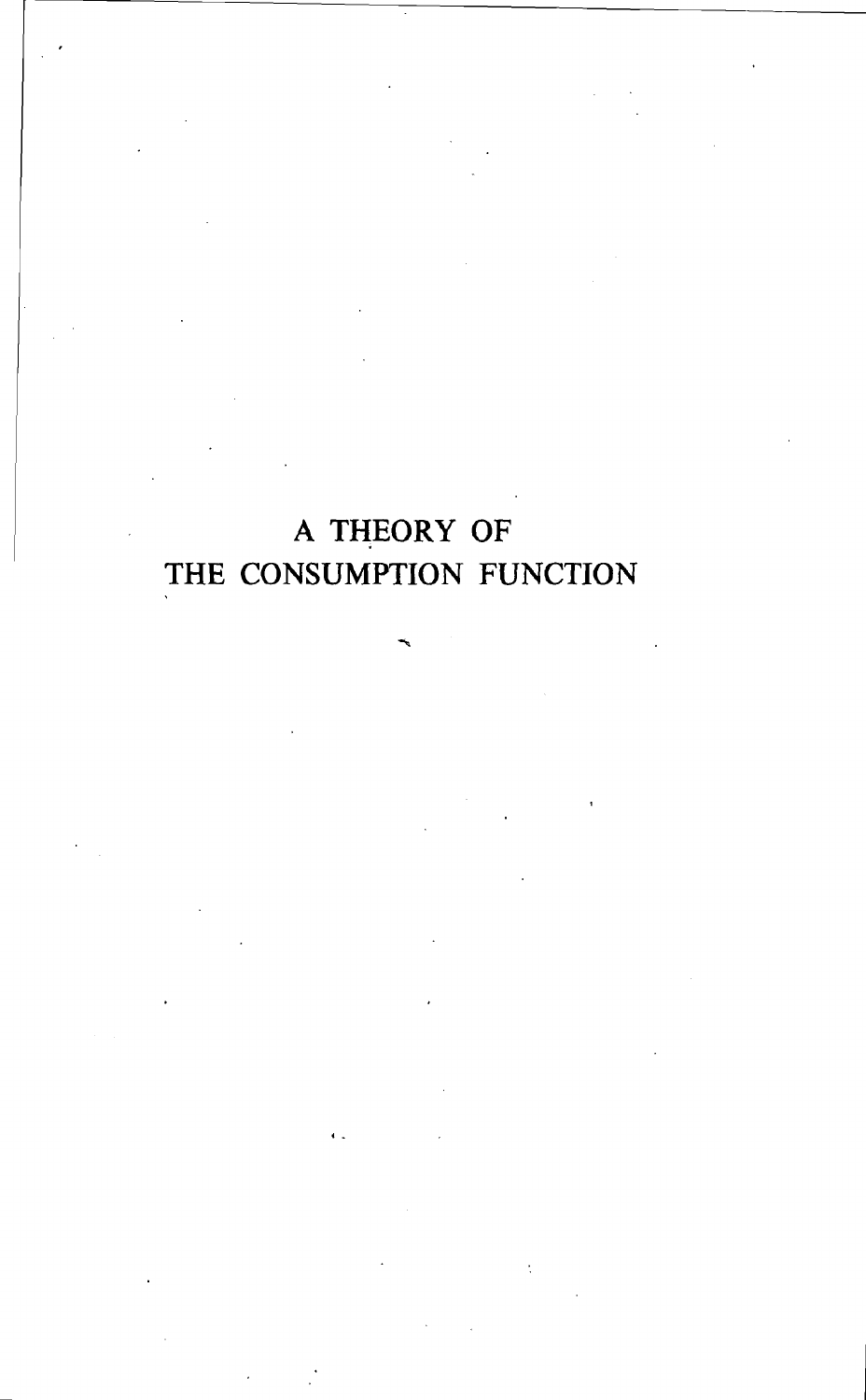# A THEORY OF THE CONSUMPTION FUNCTION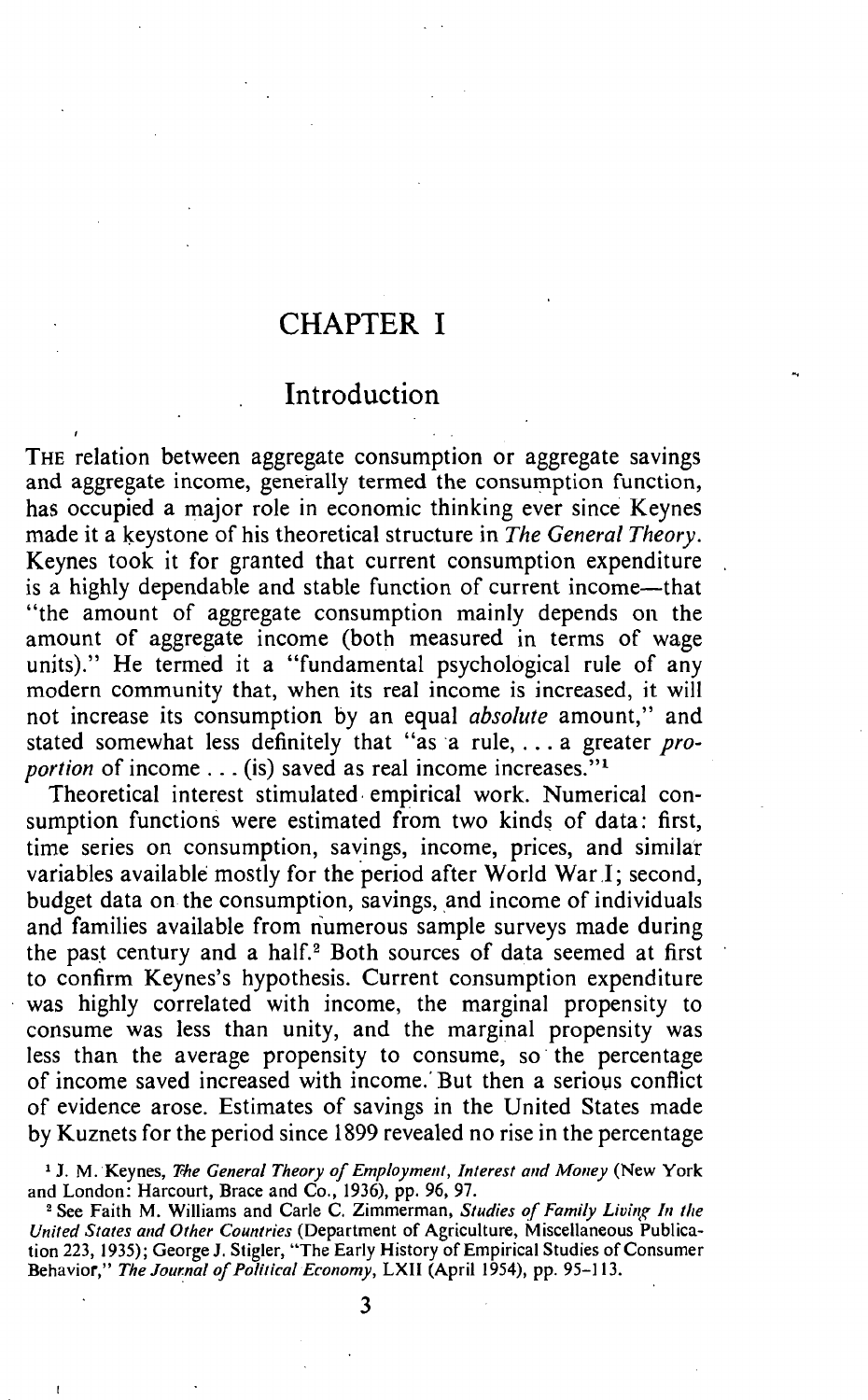# CHAPTER I

## Introduction

THE relation between aggregate consumption or aggregate savings and aggregate income, generally termed the consumption function, has occupied a major role in economic thinking ever since Keynes made it a keystone of his theoretical structure in *The General Theory*. Keynes took it for granted that current consumption expenditure is a highly dependable and stable function of current income—that "the amount of aggregate consumption mainly depends on the amount of aggregate income (both measured in terms of wage units)." He termed it a "fundamental psychological rule of any modern community that, when its real income is increased, it will not increase its consumption by an equal *absolute* amount," and stated somewhat less definitely that "as a rule, . . . a greater *proportion* of income . . . (is) saved as real income increases."[1]

Theoretical interest stimulated empirical work. Numerical consumption functions were estimated from two kinds of data: first, time series on consumption, savings, income, prices, and similar variables available mostly for the period after World War I; second, budget data on the consumption, savings, and income of individuals and families available from numerous sample surveys made during the past century and a half.[2] Both sources of data seemed at first to confirm Keynes's hypothesis. Current consumption expenditure was highly correlated with income, the marginal propensity to consume was less than unity, and the marginal propensity was less than the average propensity to consume, so the percentage of income saved increased with income. But then a serious conflict of evidence arose. Estimates of savings in the United States made by Kuznets for the period since 1899 revealed no rise in the percentage

[1] J. M. Keynes, *The General Theory of Employment, Interest and Money* (New York and London: Harcourt, Brace and Co., 1936), pp. 96, 97.

[2] See Faith M. Williams and Carle C. Zimmerman, *Studies of Family Living In the United States and Other Countries* (Department of Agriculture, Miscellaneous Publication 223, 1935); George J. Stigler, "The Early History of Empirical Studies of Consumer Behavior," *The Journal of Political Economy*, LXII (April 1954), pp. 95–113.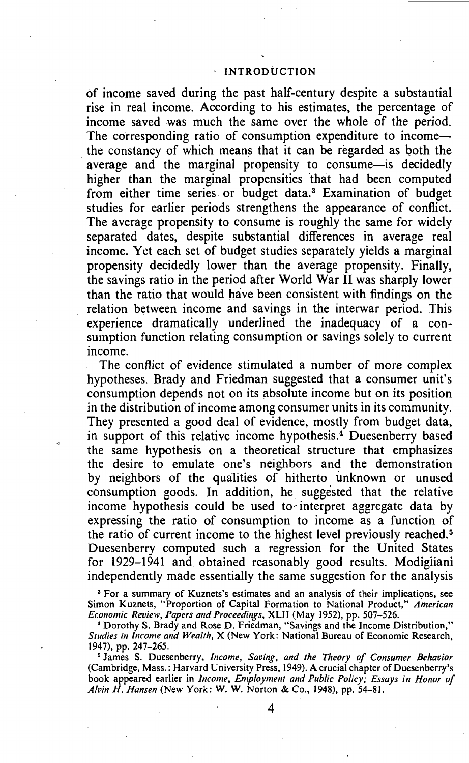of income saved during the past half-century despite a substantial rise in real income. According to his estimates, the percentage of income saved was much the same over the whole of the period. The corresponding ratio of consumption expenditure to income—the constancy of which means that it can be regarded as both the average and the marginal propensity to consume—is decidedly higher than the marginal propensities that had been computed from either time series or budget data.[3] Examination of budget studies for earlier periods strengthens the appearance of conflict. The average propensity to consume is roughly the same for widely separated dates, despite substantial differences in average real income. Yet each set of budget studies separately yields a marginal propensity decidedly lower than the average propensity. Finally, the savings ratio in the period after World War II was sharply lower than the ratio that would have been consistent with findings on the relation between income and savings in the interwar period. This experience dramatically underlined the inadequacy of a consumption function relating consumption or savings solely to current income.

The conflict of evidence stimulated a number of more complex hypotheses. Brady and Friedman suggested that a consumer unit's consumption depends not on its absolute income but on its position in the distribution of income among consumer units in its community. They presented a good deal of evidence, mostly from budget data, in support of this relative income hypothesis.[4] Duesenberry based the same hypothesis on a theoretical structure that emphasizes the desire to emulate one's neighbors and the demonstration by neighbors of the qualities of hitherto unknown or unused consumption goods. In addition, he suggested that the relative income hypothesis could be used to interpret aggregate data by expressing the ratio of consumption to income as a function of the ratio of current income to the highest level previously reached.[5] Duesenberry computed such a regression for the United States for 1929–1941 and obtained reasonably good results. Modigliani independently made essentially the same suggestion for the analysis

[3] For a summary of Kuznets's estimates and an analysis of their implications, see Simon Kuznets, "Proportion of Capital Formation to National Product," *American Economic Review, Papers and Proceedings*, XLII (May 1952), pp. 507–526.

[4] Dorothy S. Brady and Rose D. Friedman, "Savings and the Income Distribution," *Studies in Income and Wealth*, X (New York: National Bureau of Economic Research, 1947), pp. 247–265.

[5] James S. Duesenberry, *Income, Saving, and the Theory of Consumer Behavior* (Cambridge, Mass.: Harvard University Press, 1949). A crucial chapter of Duesenberry's book appeared earlier in *Income, Employment and Public Policy; Essays in Honor of Alvin H. Hansen* (New York: W. W. Norton & Co., 1948), pp. 54–81.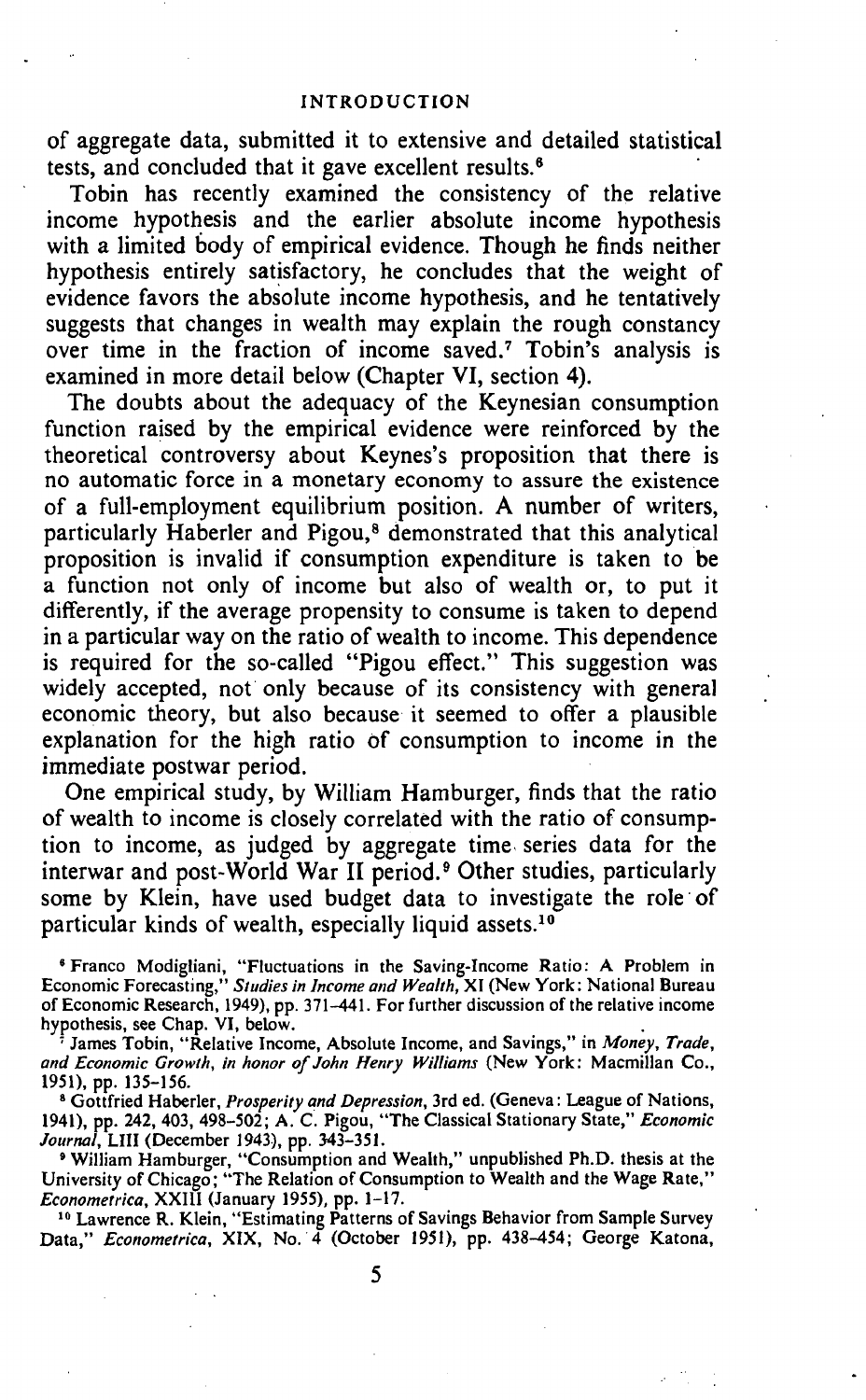of aggregate data, submitted it to extensive and detailed statistical tests, and concluded that it gave excellent results.[6]

Tobin has recently examined the consistency of the relative income hypothesis and the earlier absolute income hypothesis with a limited body of empirical evidence. Though he finds neither hypothesis entirely satisfactory, he concludes that the weight of evidence favors the absolute income hypothesis, and he tentatively suggests that changes in wealth may explain the rough constancy over time in the fraction of income saved.[7] Tobin's analysis is examined in more detail below (Chapter VI, section 4).

The doubts about the adequacy of the Keynesian consumption function raised by the empirical evidence were reinforced by the theoretical controversy about Keynes's proposition that there is no automatic force in a monetary economy to assure the existence of a full-employment equilibrium position. A number of writers, particularly Haberler and Pigou,[8] demonstrated that this analytical proposition is invalid if consumption expenditure is taken to be a function not only of income but also of wealth or, to put it differently, if the average propensity to consume is taken to depend in a particular way on the ratio of wealth to income. This dependence is required for the so-called "Pigou effect." This suggestion was widely accepted, not only because of its consistency with general economic theory, but also because it seemed to offer a plausible explanation for the high ratio of consumption to income in the immediate postwar period.

One empirical study, by William Hamburger, finds that the ratio of wealth to income is closely correlated with the ratio of consumption to income, as judged by aggregate time series data for the interwar and post-World War II period.[9] Other studies, particularly some by Klein, have used budget data to investigate the role of particular kinds of wealth, especially liquid assets.[10]

[6] Franco Modigliani, "Fluctuations in the Saving-Income Ratio: A Problem in Economic Forecasting," *Studies in Income and Wealth*, XI (New York: National Bureau of Economic Research, 1949), pp. 371–441. For further discussion of the relative income hypothesis, see Chap. VI, below.

[7] James Tobin, "Relative Income, Absolute Income, and Savings," in *Money, Trade, and Economic Growth, in honor of John Henry Williams* (New York: Macmillan Co., 1951), pp. 135–156.

[8] Gottfried Haberler, *Prosperity and Depression*, 3rd ed. (Geneva: League of Nations, 1941), pp. 242, 403, 498–502; A. C. Pigou, "The Classical Stationary State," *Economic Journal*, LIII (December 1943), pp. 343–351.

[9] William Hamburger, "Consumption and Wealth," unpublished Ph.D. thesis at the University of Chicago; "The Relation of Consumption to Wealth and the Wage Rate," *Econometrica*, XXIII (January 1955), pp. 1–17.

[10] Lawrence R. Klein, "Estimating Patterns of Savings Behavior from Sample Survey Data," *Econometrica*, XIX, No. 4 (October 1951), pp. 438–454; George Katona,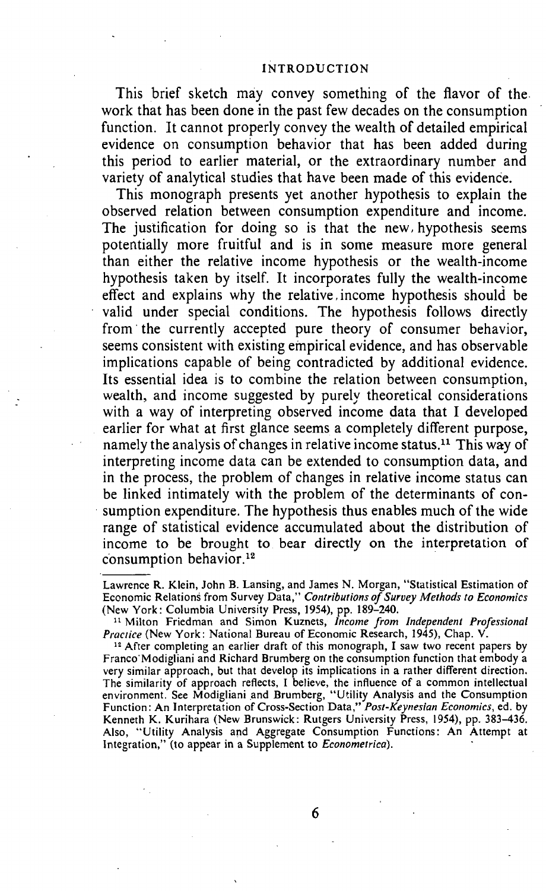This brief sketch may convey something of the flavor of the work that has been done in the past few decades on the consumption function. It cannot properly convey the wealth of detailed empirical evidence on consumption behavior that has been added during this period to earlier material, or the extraordinary number and variety of analytical studies that have been made of this evidence.

This monograph presents yet another hypothesis to explain the observed relation between consumption expenditure and income. The justification for doing so is that the new hypothesis seems potentially more fruitful and is in some measure more general than either the relative income hypothesis or the wealth-income hypothesis taken by itself. It incorporates fully the wealth-income effect and explains why the relative income hypothesis should be valid under special conditions. The hypothesis follows directly from the currently accepted pure theory of consumer behavior, seems consistent with existing empirical evidence, and has observable implications capable of being contradicted by additional evidence. Its essential idea is to combine the relation between consumption, wealth, and income suggested by purely theoretical considerations with a way of interpreting observed income data that I developed earlier for what at first glance seems a completely different purpose, namely the analysis of changes in relative income status.[11] This way of interpreting income data can be extended to consumption data, and in the process, the problem of changes in relative income status can be linked intimately with the problem of the determinants of consumption expenditure. The hypothesis thus enables much of the wide range of statistical evidence accumulated about the distribution of income to be brought to bear directly on the interpretation of consumption behavior.[12]

---

Lawrence R. Klein, John B. Lansing, and James N. Morgan, "Statistical Estimation of Economic Relations from Survey Data," *Contributions of Survey Methods to Economics* (New York: Columbia University Press, 1954), pp. 189–240.

[11] Milton Friedman and Simon Kuznets, *Income from Independent Professional Practice* (New York: National Bureau of Economic Research, 1945), Chap. V.

[12] After completing an earlier draft of this monograph, I saw two recent papers by Franco Modigliani and Richard Brumberg on the consumption function that embody a very similar approach, but that develop its implications in a rather different direction. The similarity of approach reflects, I believe, the influence of a common intellectual environment. See Modigliani and Brumberg, "Utility Analysis and the Consumption Function: An Interpretation of Cross-Section Data," *Post-Keynesian Economics*, ed. by Kenneth K. Kurihara (New Brunswick: Rutgers University Press, 1954), pp. 383–436. Also, "Utility Analysis and Aggregate Consumption Functions: An Attempt at Integration," (to appear in a Supplement to *Econometrica*).